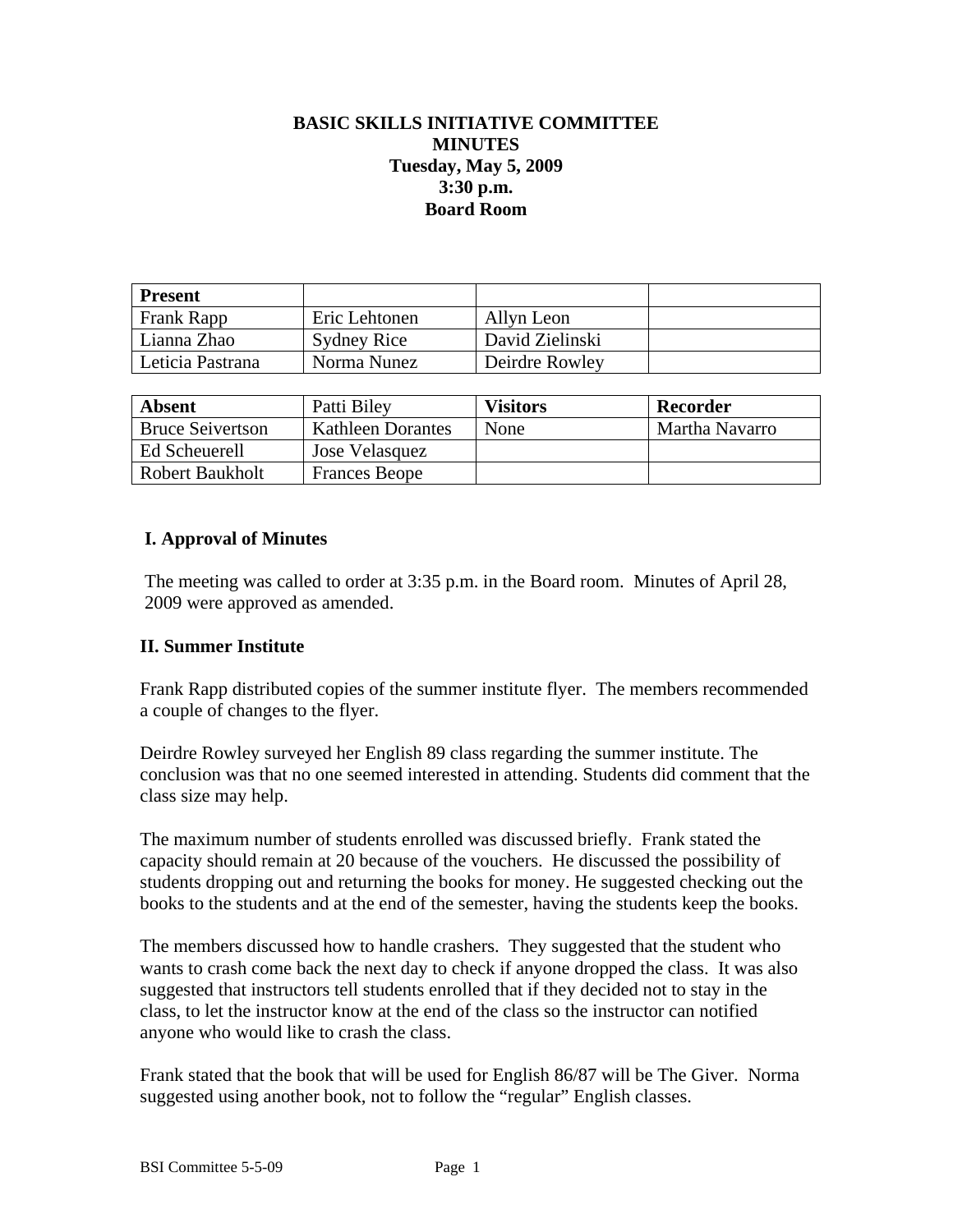**BASIC SKILLS INITIATIVE COMMITTEE**
**MINUTES**
**Tuesday, May 5, 2009**
**3:30 p.m.**
**Board Room**

| **Present** | | | |
|---|---|---|---|
| Frank Rapp | Eric Lehtonen | Allyn Leon | |
| Lianna Zhao | Sydney Rice | David Zielinski | |
| Leticia Pastrana | Norma Nunez | Deirdre Rowley | |

| **Absent** | Patti Biley | **Visitors** | **Recorder** |
|---|---|---|---|
| Bruce Seivertson | Kathleen Dorantes | None | Martha Navarro |
| Ed Scheuerell | Jose Velasquez | | |
| Robert Baukholt | Frances Beope | | |

## I. Approval of Minutes

The meeting was called to order at 3:35 p.m. in the Board room. Minutes of April 28, 2009 were approved as amended.

## II. Summer Institute

Frank Rapp distributed copies of the summer institute flyer. The members recommended a couple of changes to the flyer.

Deirdre Rowley surveyed her English 89 class regarding the summer institute. The conclusion was that no one seemed interested in attending. Students did comment that the class size may help.

The maximum number of students enrolled was discussed briefly. Frank stated the capacity should remain at 20 because of the vouchers. He discussed the possibility of students dropping out and returning the books for money. He suggested checking out the books to the students and at the end of the semester, having the students keep the books.

The members discussed how to handle crashers. They suggested that the student who wants to crash come back the next day to check if anyone dropped the class. It was also suggested that instructors tell students enrolled that if they decided not to stay in the class, to let the instructor know at the end of the class so the instructor can notified anyone who would like to crash the class.

Frank stated that the book that will be used for English 86/87 will be The Giver. Norma suggested using another book, not to follow the "regular" English classes.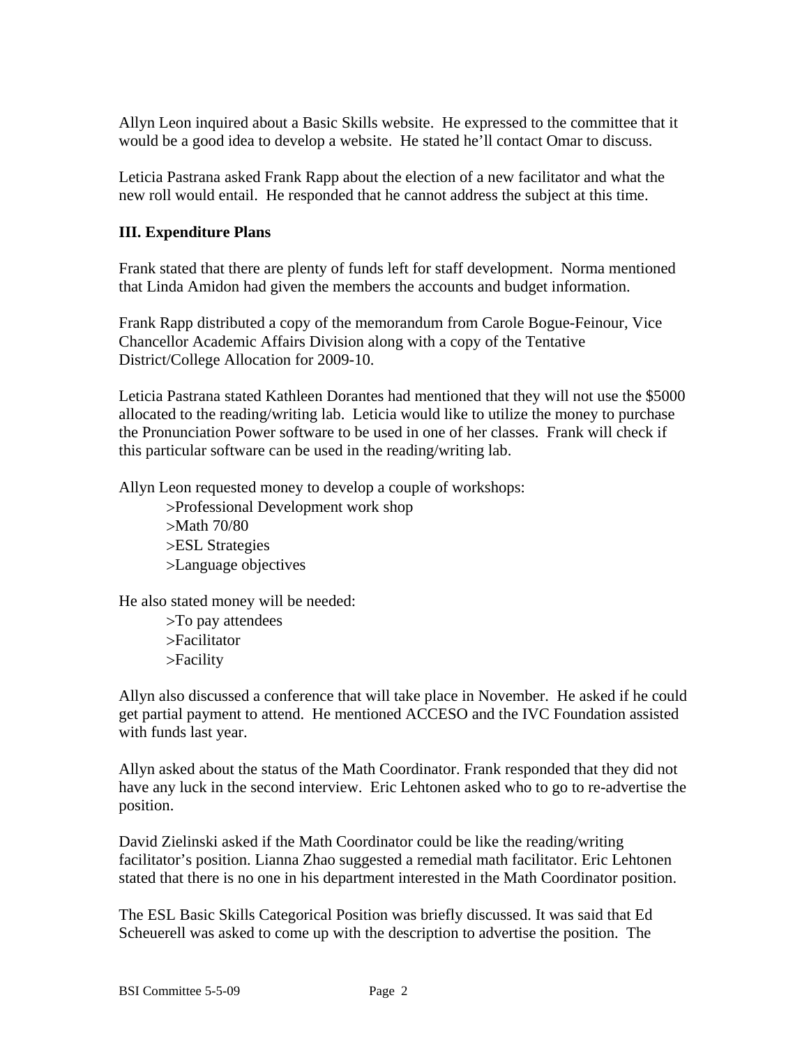Allyn Leon inquired about a Basic Skills website. He expressed to the committee that it would be a good idea to develop a website. He stated he'll contact Omar to discuss.

Leticia Pastrana asked Frank Rapp about the election of a new facilitator and what the new roll would entail. He responded that he cannot address the subject at this time.

### III. Expenditure Plans

Frank stated that there are plenty of funds left for staff development. Norma mentioned that Linda Amidon had given the members the accounts and budget information.

Frank Rapp distributed a copy of the memorandum from Carole Bogue-Feinour, Vice Chancellor Academic Affairs Division along with a copy of the Tentative District/College Allocation for 2009-10.

Leticia Pastrana stated Kathleen Dorantes had mentioned that they will not use the $5000 allocated to the reading/writing lab. Leticia would like to utilize the money to purchase the Pronunciation Power software to be used in one of her classes. Frank will check if this particular software can be used in the reading/writing lab.

Allyn Leon requested money to develop a couple of workshops:

>Professional Development work shop
>Math 70/80
>ESL Strategies
>Language objectives

He also stated money will be needed:

>To pay attendees
>Facilitator
>Facility

Allyn also discussed a conference that will take place in November. He asked if he could get partial payment to attend. He mentioned ACCESO and the IVC Foundation assisted with funds last year.

Allyn asked about the status of the Math Coordinator. Frank responded that they did not have any luck in the second interview. Eric Lehtonen asked who to go to re-advertise the position.

David Zielinski asked if the Math Coordinator could be like the reading/writing facilitator's position. Lianna Zhao suggested a remedial math facilitator. Eric Lehtonen stated that there is no one in his department interested in the Math Coordinator position.

The ESL Basic Skills Categorical Position was briefly discussed. It was said that Ed Scheuerell was asked to come up with the description to advertise the position. The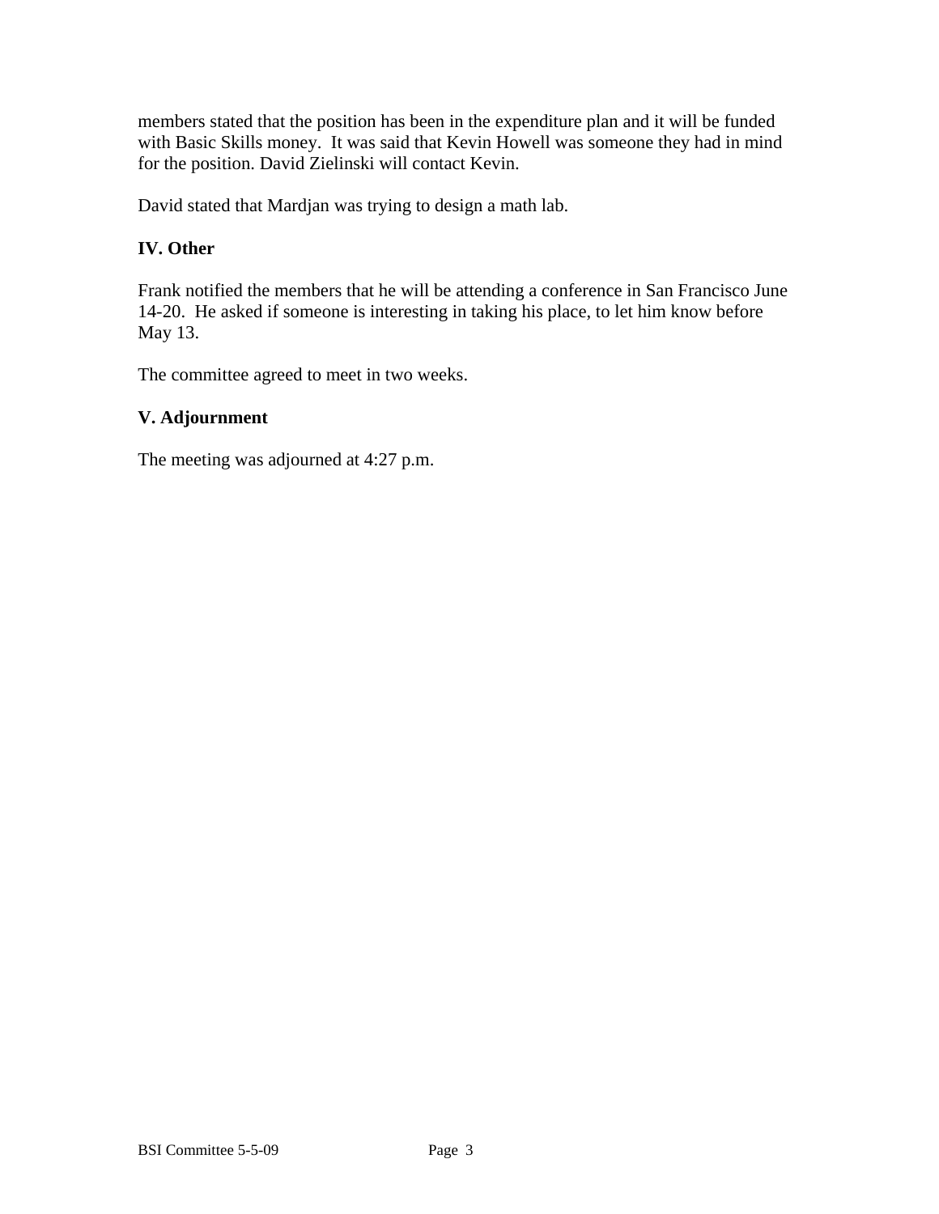members stated that the position has been in the expenditure plan and it will be funded with Basic Skills money. It was said that Kevin Howell was someone they had in mind for the position. David Zielinski will contact Kevin.

David stated that Mardjan was trying to design a math lab.

## IV. Other

Frank notified the members that he will be attending a conference in San Francisco June 14-20. He asked if someone is interesting in taking his place, to let him know before May 13.

The committee agreed to meet in two weeks.

## V. Adjournment

The meeting was adjourned at 4:27 p.m.